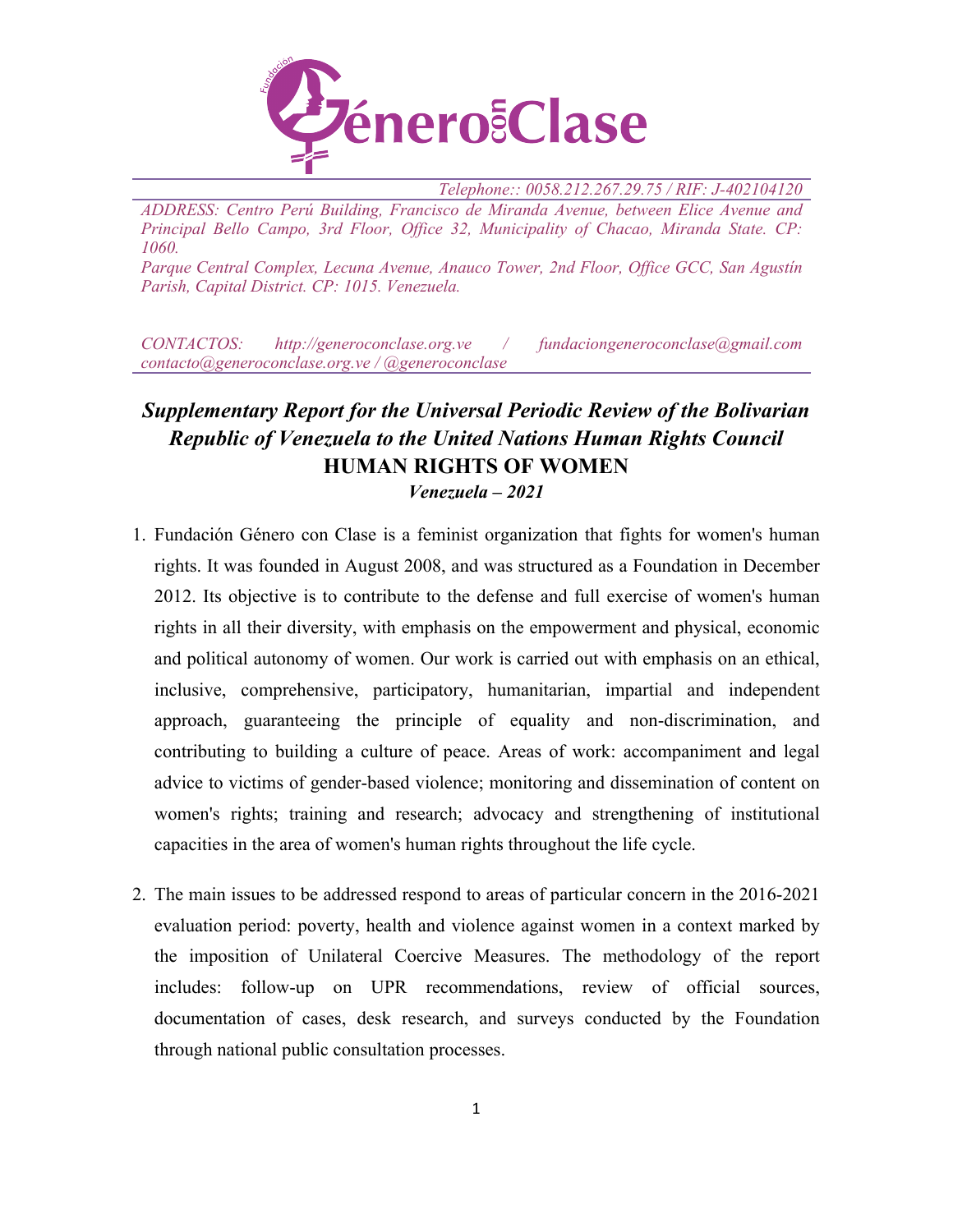Telephone:: 0058.212.267.29.75 / RIF: J-402104120

ADDRESS: Centro Perú Building, Francisco de Miranda Avenue, between Elice Avenue and Principal Bello Campo, 3rd Floor, Office 32, Municipality of Chacao, Miranda State. CP: 1060.

Parque Central Complex, Lecuna Avenue, Anauco Tower, 2nd Floor, Office GCC, San Agustín Parish, Capital District. CP: 1015. Venezuela.

CONTACTOS: http://generoconclase.org.ve / fundaciongeneroconclase@gmail.com contacto@generoconclase.org.ve / @generoconclase

# *Supplementary Report for the Universal Periodic Review of the Bolivarian Republic of Venezuela to the United Nations Human Rights Council*

## HUMAN RIGHTS OF WOMEN

***Venezuela – 2021***

1. Fundación Género con Clase is a feminist organization that fights for women's human rights. It was founded in August 2008, and was structured as a Foundation in December 2012. Its objective is to contribute to the defense and full exercise of women's human rights in all their diversity, with emphasis on the empowerment and physical, economic and political autonomy of women. Our work is carried out with emphasis on an ethical, inclusive, comprehensive, participatory, humanitarian, impartial and independent approach, guaranteeing the principle of equality and non-discrimination, and contributing to building a culture of peace. Areas of work: accompaniment and legal advice to victims of gender-based violence; monitoring and dissemination of content on women's rights; training and research; advocacy and strengthening of institutional capacities in the area of women's human rights throughout the life cycle.

2. The main issues to be addressed respond to areas of particular concern in the 2016-2021 evaluation period: poverty, health and violence against women in a context marked by the imposition of Unilateral Coercive Measures. The methodology of the report includes: follow-up on UPR recommendations, review of official sources, documentation of cases, desk research, and surveys conducted by the Foundation through national public consultation processes.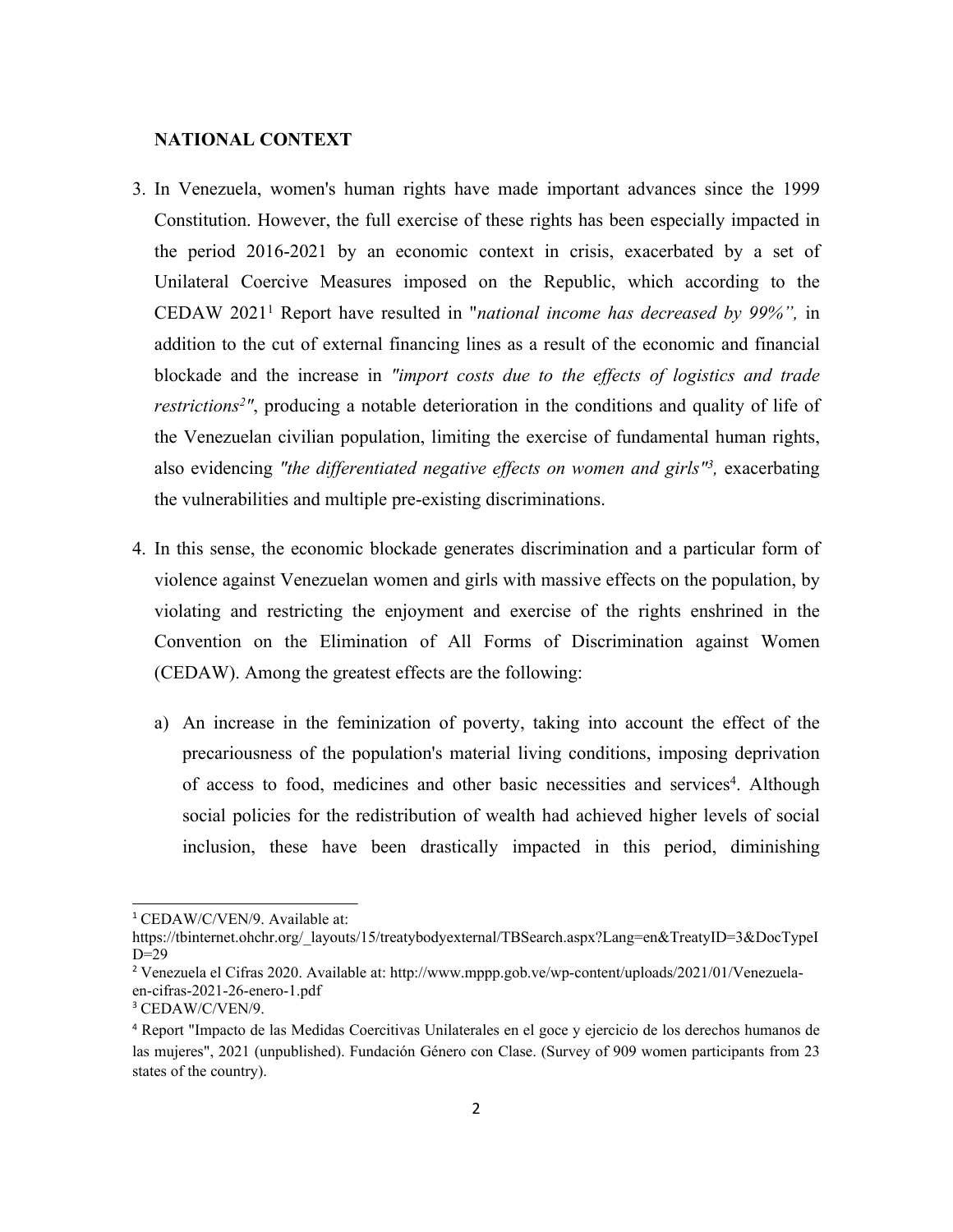**NATIONAL CONTEXT**

3. In Venezuela, women's human rights have made important advances since the 1999 Constitution. However, the full exercise of these rights has been especially impacted in the period 2016-2021 by an economic context in crisis, exacerbated by a set of Unilateral Coercive Measures imposed on the Republic, which according to the CEDAW 2021[1] Report have resulted in "*national income has decreased by 99%",* in addition to the cut of external financing lines as a result of the economic and financial blockade and the increase in *"import costs due to the effects of logistics and trade restrictions[2]"*, producing a notable deterioration in the conditions and quality of life of the Venezuelan civilian population, limiting the exercise of fundamental human rights, also evidencing *"the differentiated negative effects on women and girls"[3],* exacerbating the vulnerabilities and multiple pre-existing discriminations.

4. In this sense, the economic blockade generates discrimination and a particular form of violence against Venezuelan women and girls with massive effects on the population, by violating and restricting the enjoyment and exercise of the rights enshrined in the Convention on the Elimination of All Forms of Discrimination against Women (CEDAW). Among the greatest effects are the following:

   a) An increase in the feminization of poverty, taking into account the effect of the precariousness of the population's material living conditions, imposing deprivation of access to food, medicines and other basic necessities and services[4]. Although social policies for the redistribution of wealth had achieved higher levels of social inclusion, these have been drastically impacted in this period, diminishing

---

[1] CEDAW/C/VEN/9. Available at: https://tbinternet.ohchr.org/_layouts/15/treatybodyexternal/TBSearch.aspx?Lang=en&TreatyID=3&DocTypeID=29

[2] Venezuela el Cifras 2020. Available at: http://www.mppp.gob.ve/wp-content/uploads/2021/01/Venezuela-en-cifras-2021-26-enero-1.pdf

[3] CEDAW/C/VEN/9.

[4] Report "Impacto de las Medidas Coercitivas Unilaterales en el goce y ejercicio de los derechos humanos de las mujeres", 2021 (unpublished). Fundación Género con Clase. (Survey of 909 women participants from 23 states of the country).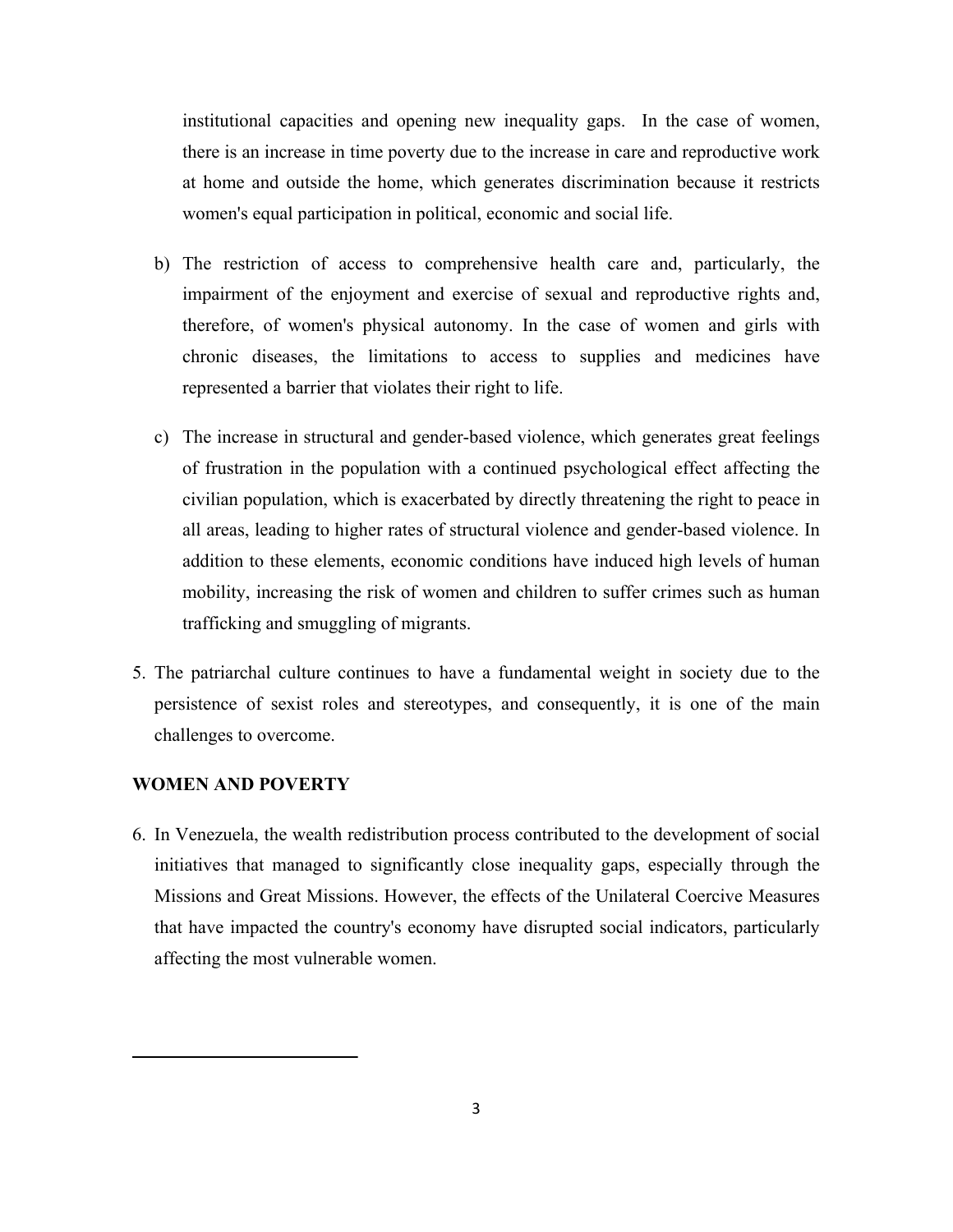institutional capacities and opening new inequality gaps. In the case of women, there is an increase in time poverty due to the increase in care and reproductive work at home and outside the home, which generates discrimination because it restricts women's equal participation in political, economic and social life.

b) The restriction of access to comprehensive health care and, particularly, the impairment of the enjoyment and exercise of sexual and reproductive rights and, therefore, of women's physical autonomy. In the case of women and girls with chronic diseases, the limitations to access to supplies and medicines have represented a barrier that violates their right to life.

c) The increase in structural and gender-based violence, which generates great feelings of frustration in the population with a continued psychological effect affecting the civilian population, which is exacerbated by directly threatening the right to peace in all areas, leading to higher rates of structural violence and gender-based violence. In addition to these elements, economic conditions have induced high levels of human mobility, increasing the risk of women and children to suffer crimes such as human trafficking and smuggling of migrants.

5. The patriarchal culture continues to have a fundamental weight in society due to the persistence of sexist roles and stereotypes, and consequently, it is one of the main challenges to overcome.

## WOMEN AND POVERTY

6. In Venezuela, the wealth redistribution process contributed to the development of social initiatives that managed to significantly close inequality gaps, especially through the Missions and Great Missions. However, the effects of the Unilateral Coercive Measures that have impacted the country's economy have disrupted social indicators, particularly affecting the most vulnerable women.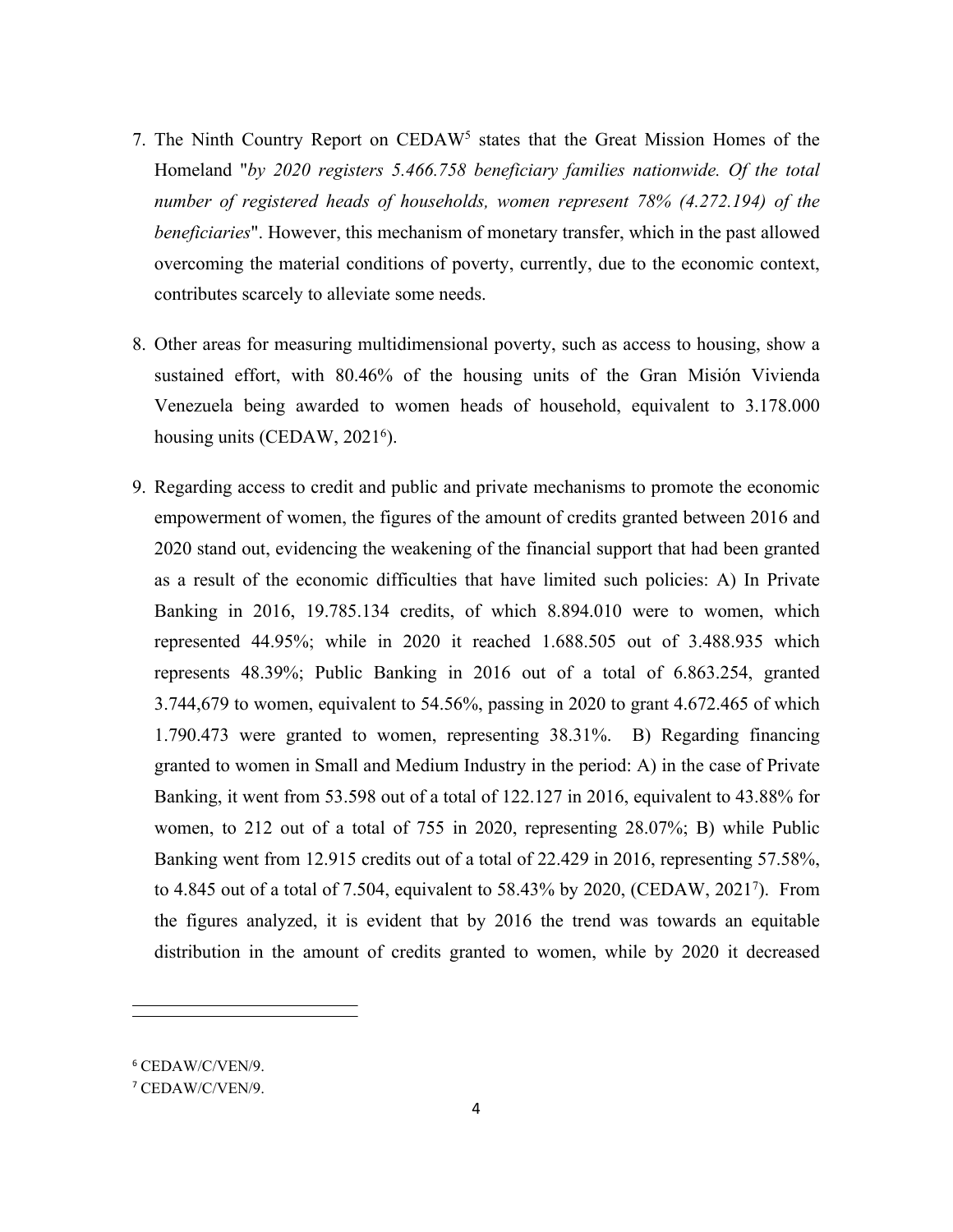7. The Ninth Country Report on CEDAW[5] states that the Great Mission Homes of the Homeland "*by 2020 registers 5.466.758 beneficiary families nationwide. Of the total number of registered heads of households, women represent 78% (4.272.194) of the beneficiaries*". However, this mechanism of monetary transfer, which in the past allowed overcoming the material conditions of poverty, currently, due to the economic context, contributes scarcely to alleviate some needs.

8. Other areas for measuring multidimensional poverty, such as access to housing, show a sustained effort, with 80.46% of the housing units of the Gran Misión Vivienda Venezuela being awarded to women heads of household, equivalent to 3.178.000 housing units (CEDAW, 2021[6]).

9. Regarding access to credit and public and private mechanisms to promote the economic empowerment of women, the figures of the amount of credits granted between 2016 and 2020 stand out, evidencing the weakening of the financial support that had been granted as a result of the economic difficulties that have limited such policies: A) In Private Banking in 2016, 19.785.134 credits, of which 8.894.010 were to women, which represented 44.95%; while in 2020 it reached 1.688.505 out of 3.488.935 which represents 48.39%; Public Banking in 2016 out of a total of 6.863.254, granted 3.744,679 to women, equivalent to 54.56%, passing in 2020 to grant 4.672.465 of which 1.790.473 were granted to women, representing 38.31%. B) Regarding financing granted to women in Small and Medium Industry in the period: A) in the case of Private Banking, it went from 53.598 out of a total of 122.127 in 2016, equivalent to 43.88% for women, to 212 out of a total of 755 in 2020, representing 28.07%; B) while Public Banking went from 12.915 credits out of a total of 22.429 in 2016, representing 57.58%, to 4.845 out of a total of 7.504, equivalent to 58.43% by 2020, (CEDAW, 2021[7]). From the figures analyzed, it is evident that by 2016 the trend was towards an equitable distribution in the amount of credits granted to women, while by 2020 it decreased

---

[6] CEDAW/C/VEN/9.

[7] CEDAW/C/VEN/9.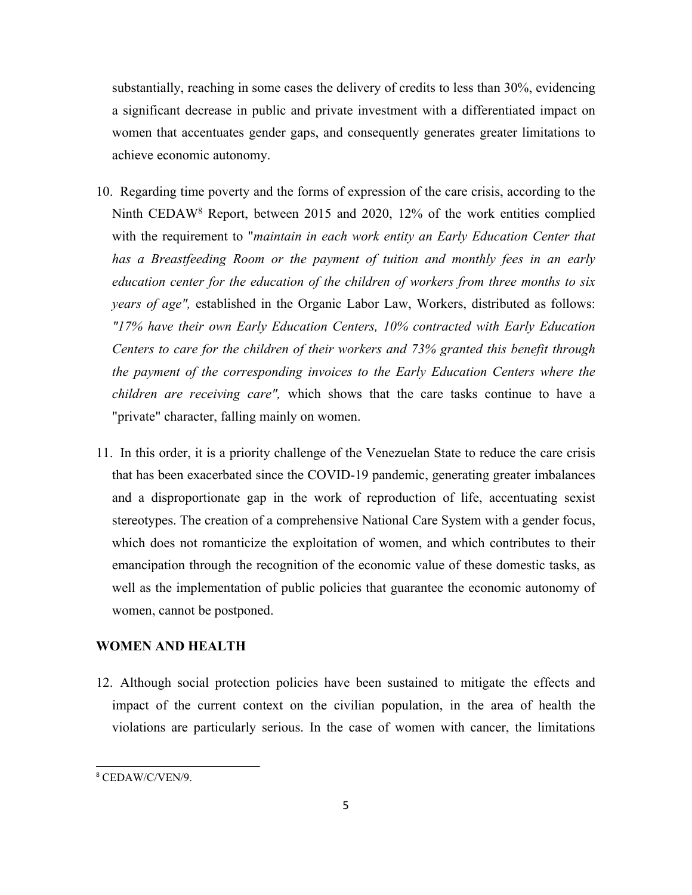substantially, reaching in some cases the delivery of credits to less than 30%, evidencing a significant decrease in public and private investment with a differentiated impact on women that accentuates gender gaps, and consequently generates greater limitations to achieve economic autonomy.

10. Regarding time poverty and the forms of expression of the care crisis, according to the Ninth CEDAW[8] Report, between 2015 and 2020, 12% of the work entities complied with the requirement to "*maintain in each work entity an Early Education Center that has a Breastfeeding Room or the payment of tuition and monthly fees in an early education center for the education of the children of workers from three months to six years of age",* established in the Organic Labor Law, Workers, distributed as follows: *"17% have their own Early Education Centers, 10% contracted with Early Education Centers to care for the children of their workers and 73% granted this benefit through the payment of the corresponding invoices to the Early Education Centers where the children are receiving care",* which shows that the care tasks continue to have a "private" character, falling mainly on women.

11. In this order, it is a priority challenge of the Venezuelan State to reduce the care crisis that has been exacerbated since the COVID-19 pandemic, generating greater imbalances and a disproportionate gap in the work of reproduction of life, accentuating sexist stereotypes. The creation of a comprehensive National Care System with a gender focus, which does not romanticize the exploitation of women, and which contributes to their emancipation through the recognition of the economic value of these domestic tasks, as well as the implementation of public policies that guarantee the economic autonomy of women, cannot be postponed.

**WOMEN AND HEALTH**

12. Although social protection policies have been sustained to mitigate the effects and impact of the current context on the civilian population, in the area of health the violations are particularly serious. In the case of women with cancer, the limitations

[8] CEDAW/C/VEN/9.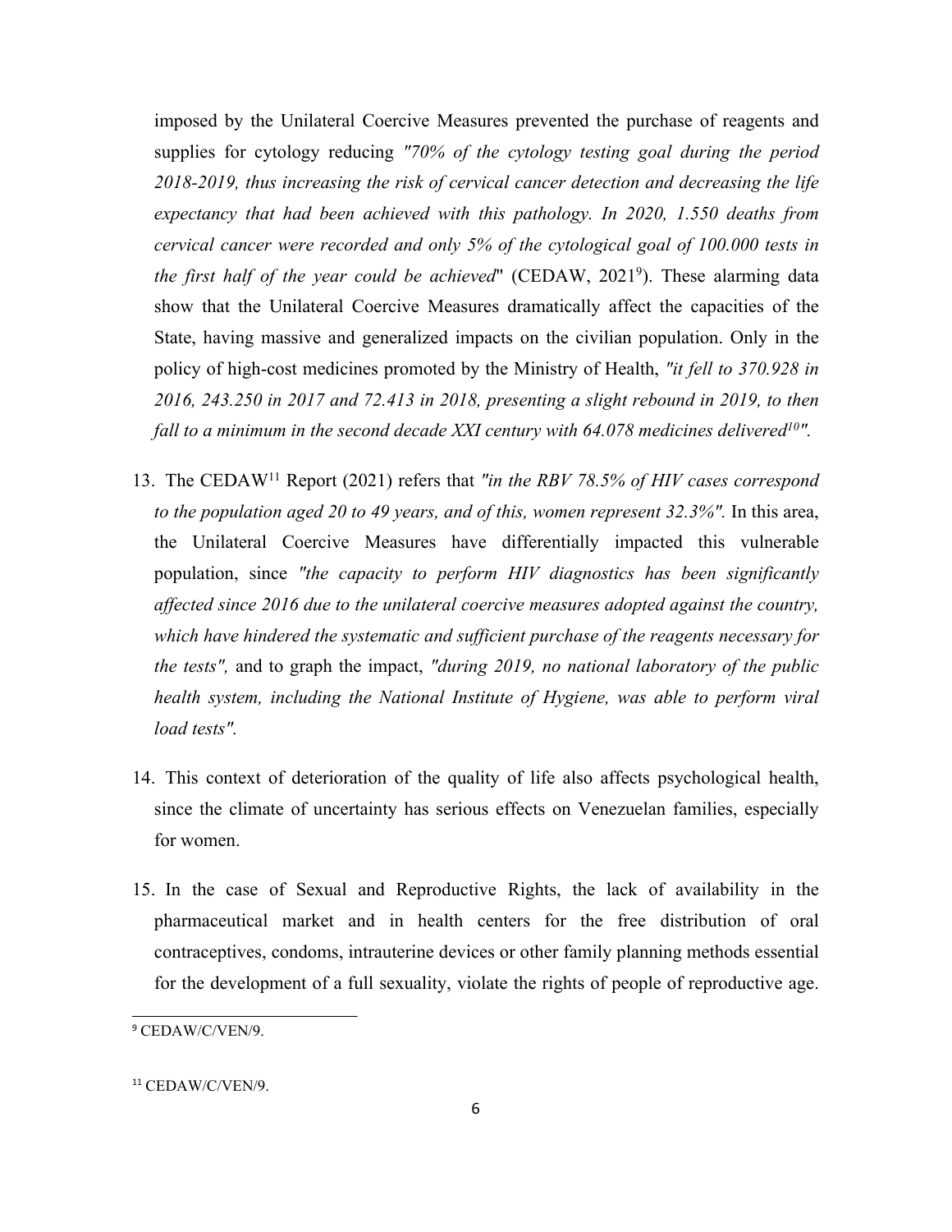imposed by the Unilateral Coercive Measures prevented the purchase of reagents and supplies for cytology reducing *"70% of the cytology testing goal during the period 2018-2019, thus increasing the risk of cervical cancer detection and decreasing the life expectancy that had been achieved with this pathology. In 2020, 1.550 deaths from cervical cancer were recorded and only 5% of the cytological goal of 100.000 tests in the first half of the year could be achieved*" (CEDAW, 2021[9]). These alarming data show that the Unilateral Coercive Measures dramatically affect the capacities of the State, having massive and generalized impacts on the civilian population. Only in the policy of high-cost medicines promoted by the Ministry of Health, *"it fell to 370.928 in 2016, 243.250 in 2017 and 72.413 in 2018, presenting a slight rebound in 2019, to then fall to a minimum in the second decade XXI century with 64.078 medicines delivered[10]".*

13. The CEDAW[11] Report (2021) refers that *"in the RBV 78.5% of HIV cases correspond to the population aged 20 to 49 years, and of this, women represent 32.3%".* In this area, the Unilateral Coercive Measures have differentially impacted this vulnerable population, since *"the capacity to perform HIV diagnostics has been significantly affected since 2016 due to the unilateral coercive measures adopted against the country, which have hindered the systematic and sufficient purchase of the reagents necessary for the tests",* and to graph the impact, *"during 2019, no national laboratory of the public health system, including the National Institute of Hygiene, was able to perform viral load tests".*

14. This context of deterioration of the quality of life also affects psychological health, since the climate of uncertainty has serious effects on Venezuelan families, especially for women.

15. In the case of Sexual and Reproductive Rights, the lack of availability in the pharmaceutical market and in health centers for the free distribution of oral contraceptives, condoms, intrauterine devices or other family planning methods essential for the development of a full sexuality, violate the rights of people of reproductive age.

---

[9] CEDAW/C/VEN/9.

[11] CEDAW/C/VEN/9.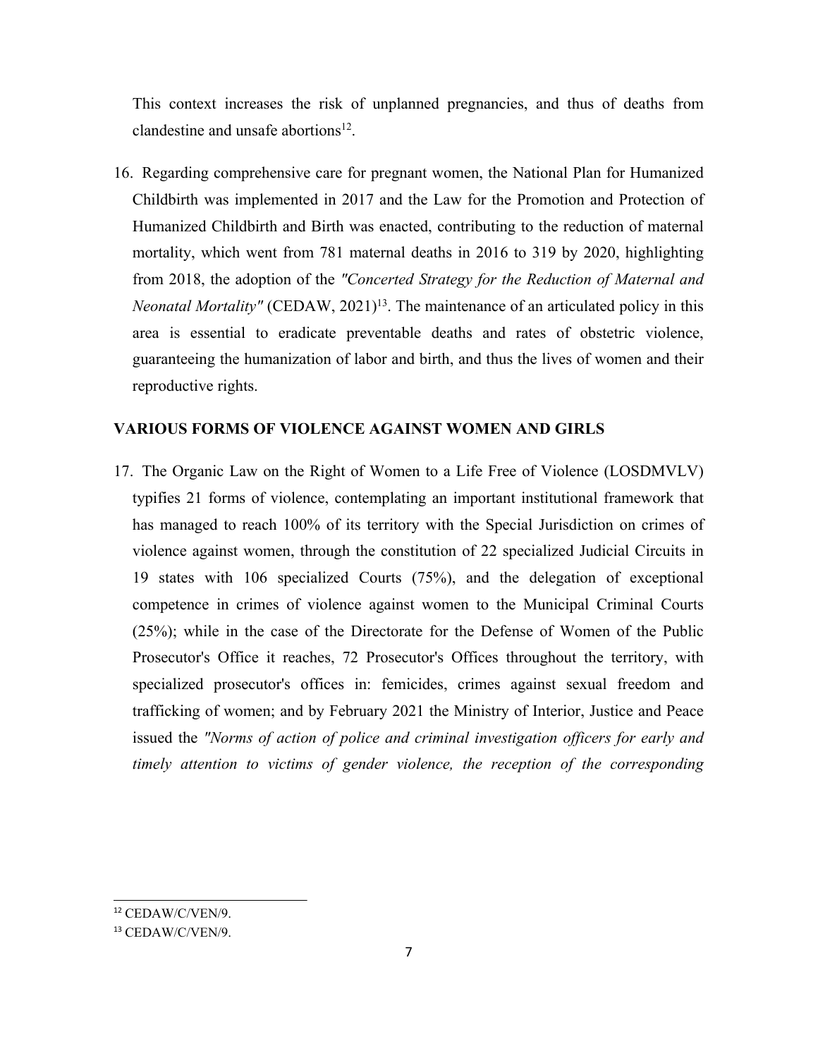This context increases the risk of unplanned pregnancies, and thus of deaths from clandestine and unsafe abortions[12].

16. Regarding comprehensive care for pregnant women, the National Plan for Humanized Childbirth was implemented in 2017 and the Law for the Promotion and Protection of Humanized Childbirth and Birth was enacted, contributing to the reduction of maternal mortality, which went from 781 maternal deaths in 2016 to 319 by 2020, highlighting from 2018, the adoption of the *"Concerted Strategy for the Reduction of Maternal and Neonatal Mortality"* (CEDAW, 2021)[13]. The maintenance of an articulated policy in this area is essential to eradicate preventable deaths and rates of obstetric violence, guaranteeing the humanization of labor and birth, and thus the lives of women and their reproductive rights.

**VARIOUS FORMS OF VIOLENCE AGAINST WOMEN AND GIRLS**

17. The Organic Law on the Right of Women to a Life Free of Violence (LOSDMVLV) typifies 21 forms of violence, contemplating an important institutional framework that has managed to reach 100% of its territory with the Special Jurisdiction on crimes of violence against women, through the constitution of 22 specialized Judicial Circuits in 19 states with 106 specialized Courts (75%), and the delegation of exceptional competence in crimes of violence against women to the Municipal Criminal Courts (25%); while in the case of the Directorate for the Defense of Women of the Public Prosecutor's Office it reaches, 72 Prosecutor's Offices throughout the territory, with specialized prosecutor's offices in: femicides, crimes against sexual freedom and trafficking of women; and by February 2021 the Ministry of Interior, Justice and Peace issued the *"Norms of action of police and criminal investigation officers for early and timely attention to victims of gender violence, the reception of the corresponding*

[12] CEDAW/C/VEN/9.

[13] CEDAW/C/VEN/9.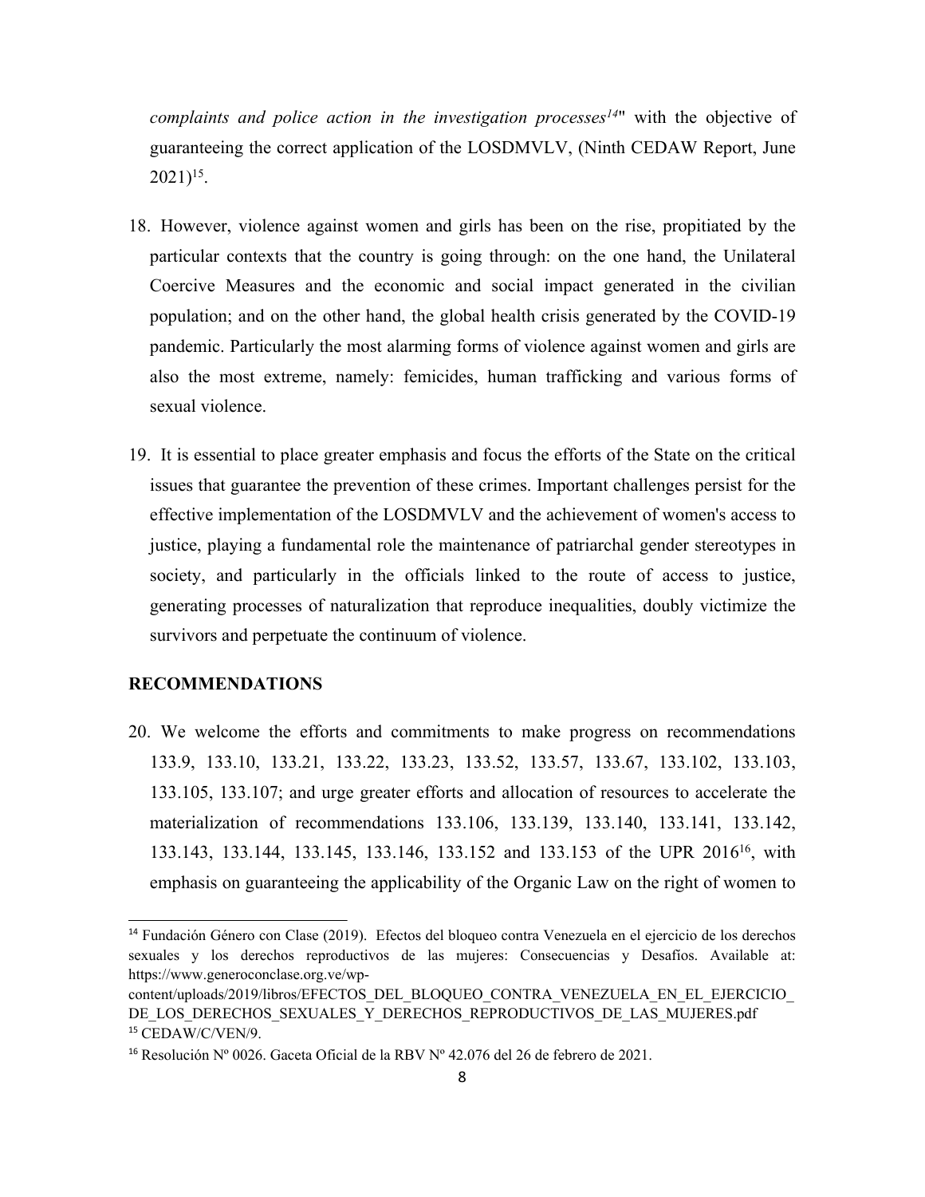*complaints and police action in the investigation processes*[14]" with the objective of guaranteeing the correct application of the LOSDMVLV, (Ninth CEDAW Report, June 2021)[15].

18. However, violence against women and girls has been on the rise, propitiated by the particular contexts that the country is going through: on the one hand, the Unilateral Coercive Measures and the economic and social impact generated in the civilian population; and on the other hand, the global health crisis generated by the COVID-19 pandemic. Particularly the most alarming forms of violence against women and girls are also the most extreme, namely: femicides, human trafficking and various forms of sexual violence.

19. It is essential to place greater emphasis and focus the efforts of the State on the critical issues that guarantee the prevention of these crimes. Important challenges persist for the effective implementation of the LOSDMVLV and the achievement of women's access to justice, playing a fundamental role the maintenance of patriarchal gender stereotypes in society, and particularly in the officials linked to the route of access to justice, generating processes of naturalization that reproduce inequalities, doubly victimize the survivors and perpetuate the continuum of violence.

**RECOMMENDATIONS**

20. We welcome the efforts and commitments to make progress on recommendations 133.9, 133.10, 133.21, 133.22, 133.23, 133.52, 133.57, 133.67, 133.102, 133.103, 133.105, 133.107; and urge greater efforts and allocation of resources to accelerate the materialization of recommendations 133.106, 133.139, 133.140, 133.141, 133.142, 133.143, 133.144, 133.145, 133.146, 133.152 and 133.153 of the UPR 2016[16], with emphasis on guaranteeing the applicability of the Organic Law on the right of women to

---

[14] Fundación Género con Clase (2019). Efectos del bloqueo contra Venezuela en el ejercicio de los derechos sexuales y los derechos reproductivos de las mujeres: Consecuencias y Desafíos. Available at: https://www.generoconclase.org.ve/wp-content/uploads/2019/libros/EFECTOS_DEL_BLOQUEO_CONTRA_VENEZUELA_EN_EL_EJERCICIO_DE_LOS_DERECHOS_SEXUALES_Y_DERECHOS_REPRODUCTIVOS_DE_LAS_MUJERES.pdf

[15] CEDAW/C/VEN/9.

[16] Resolución Nº 0026. Gaceta Oficial de la RBV Nº 42.076 del 26 de febrero de 2021.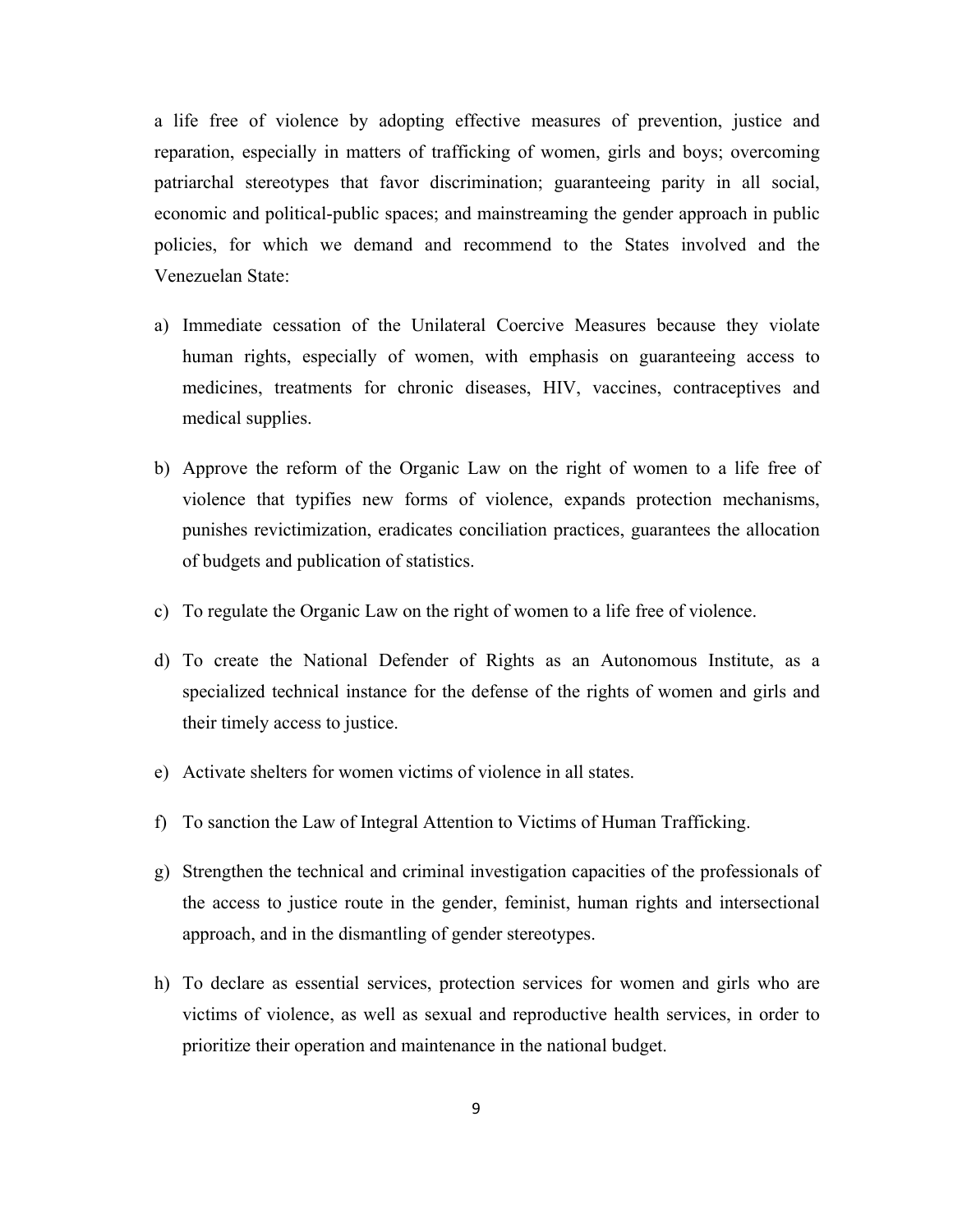a life free of violence by adopting effective measures of prevention, justice and reparation, especially in matters of trafficking of women, girls and boys; overcoming patriarchal stereotypes that favor discrimination; guaranteeing parity in all social, economic and political-public spaces; and mainstreaming the gender approach in public policies, for which we demand and recommend to the States involved and the Venezuelan State:

a) Immediate cessation of the Unilateral Coercive Measures because they violate human rights, especially of women, with emphasis on guaranteeing access to medicines, treatments for chronic diseases, HIV, vaccines, contraceptives and medical supplies.

b) Approve the reform of the Organic Law on the right of women to a life free of violence that typifies new forms of violence, expands protection mechanisms, punishes revictimization, eradicates conciliation practices, guarantees the allocation of budgets and publication of statistics.

c) To regulate the Organic Law on the right of women to a life free of violence.

d) To create the National Defender of Rights as an Autonomous Institute, as a specialized technical instance for the defense of the rights of women and girls and their timely access to justice.

e) Activate shelters for women victims of violence in all states.

f) To sanction the Law of Integral Attention to Victims of Human Trafficking.

g) Strengthen the technical and criminal investigation capacities of the professionals of the access to justice route in the gender, feminist, human rights and intersectional approach, and in the dismantling of gender stereotypes.

h) To declare as essential services, protection services for women and girls who are victims of violence, as well as sexual and reproductive health services, in order to prioritize their operation and maintenance in the national budget.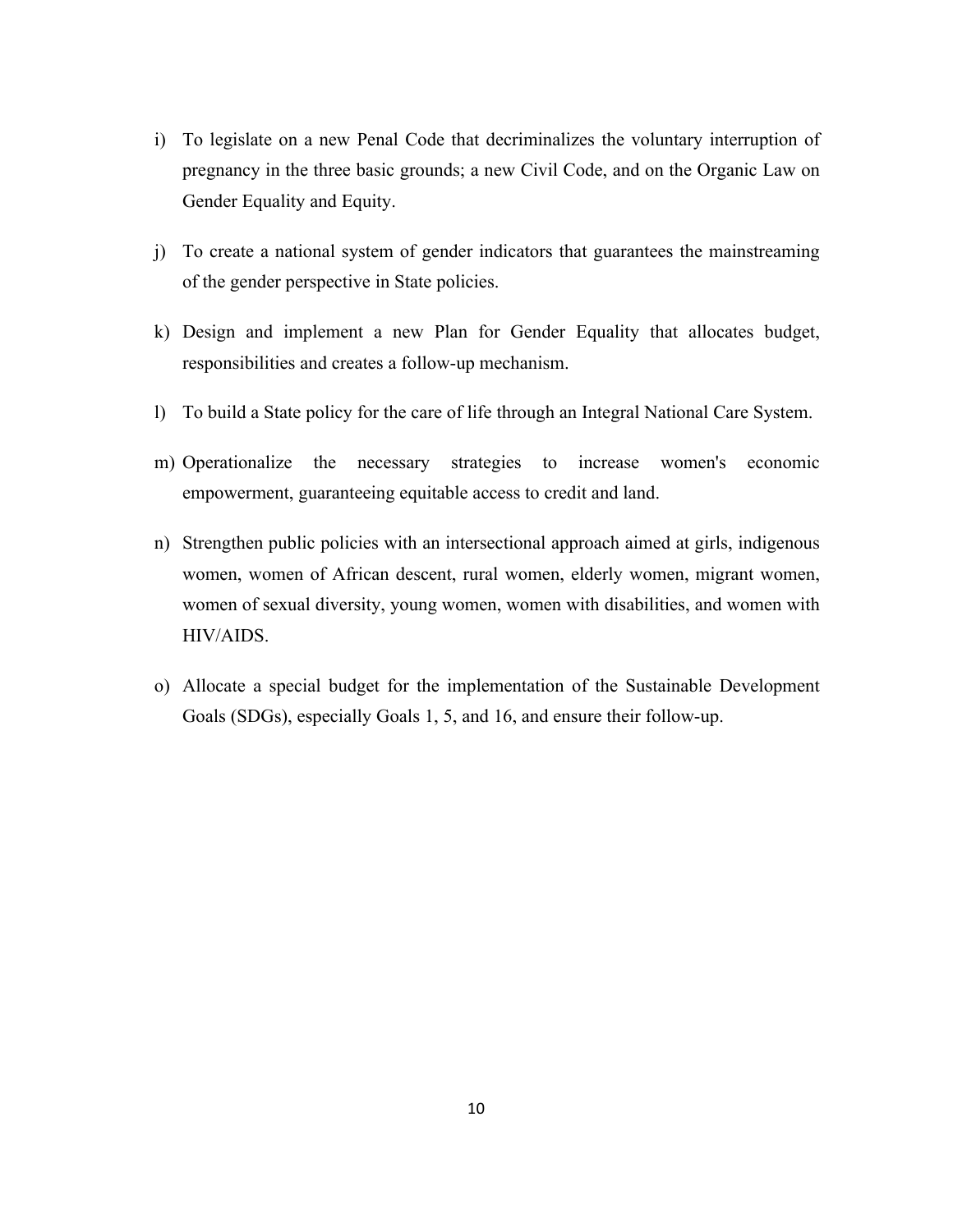i) To legislate on a new Penal Code that decriminalizes the voluntary interruption of pregnancy in the three basic grounds; a new Civil Code, and on the Organic Law on Gender Equality and Equity.

j) To create a national system of gender indicators that guarantees the mainstreaming of the gender perspective in State policies.

k) Design and implement a new Plan for Gender Equality that allocates budget, responsibilities and creates a follow-up mechanism.

l) To build a State policy for the care of life through an Integral National Care System.

m) Operationalize the necessary strategies to increase women's economic empowerment, guaranteeing equitable access to credit and land.

n) Strengthen public policies with an intersectional approach aimed at girls, indigenous women, women of African descent, rural women, elderly women, migrant women, women of sexual diversity, young women, women with disabilities, and women with HIV/AIDS.

o) Allocate a special budget for the implementation of the Sustainable Development Goals (SDGs), especially Goals 1, 5, and 16, and ensure their follow-up.